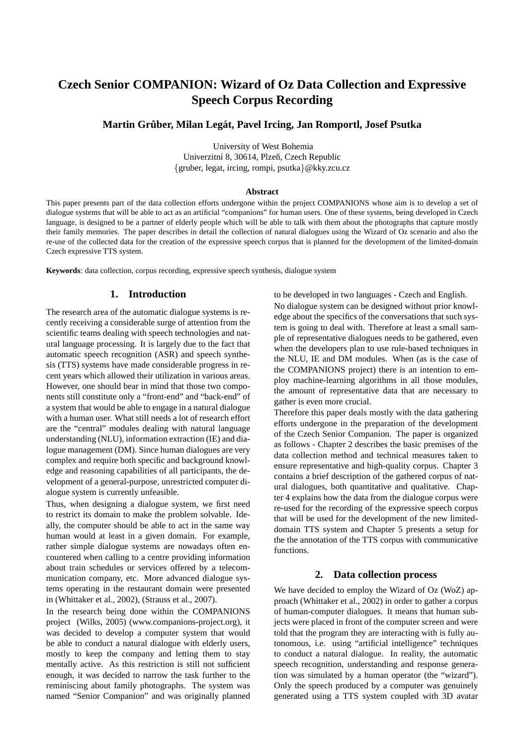# Czech Senior COMPANION: Wizard of Oz Data Collection and Expressive Speech Corpus Recording

**Martin Grůber, Milan Legát, Pavel Ircing, Jan Romportl, Josef Psutka**

University of West Bohemia
Univerzitní 8, 30614, Plzeň, Czech Republic
{gruber, legat, ircing, rompi, psutka}@kky.zcu.cz

### Abstract

This paper presents part of the data collection efforts undergone within the project COMPANIONS whose aim is to develop a set of dialogue systems that will be able to act as an artificial "companions" for human users. One of these systems, being developed in Czech language, is designed to be a partner of elderly people which will be able to talk with them about the photographs that capture mostly their family memories. The paper describes in detail the collection of natural dialogues using the Wizard of Oz scenario and also the re-use of the collected data for the creation of the expressive speech corpus that is planned for the development of the limited-domain Czech expressive TTS system.

**Keywords**: data collection, corpus recording, expressive speech synthesis, dialogue system

## 1. Introduction

The research area of the automatic dialogue systems is recently receiving a considerable surge of attention from the scientific teams dealing with speech technologies and natural language processing. It is largely due to the fact that automatic speech recognition (ASR) and speech synthesis (TTS) systems have made considerable progress in recent years which allowed their utilization in various areas. However, one should bear in mind that those two components still constitute only a "front-end" and "back-end" of a system that would be able to engage in a natural dialogue with a human user. What still needs a lot of research effort are the "central" modules dealing with natural language understanding (NLU), information extraction (IE) and dialogue management (DM). Since human dialogues are very complex and require both specific and background knowledge and reasoning capabilities of all participants, the development of a general-purpose, unrestricted computer dialogue system is currently unfeasible.

Thus, when designing a dialogue system, we first need to restrict its domain to make the problem solvable. Ideally, the computer should be able to act in the same way human would at least in a given domain. For example, rather simple dialogue systems are nowadays often encountered when calling to a centre providing information about train schedules or services offered by a telecommunication company, etc. More advanced dialogue systems operating in the restaurant domain were presented in (Whittaker et al., 2002), (Strauss et al., 2007).

In the research being done within the COMPANIONS project (Wilks, 2005) (www.companions-project.org), it was decided to develop a computer system that would be able to conduct a natural dialogue with elderly users, mostly to keep the company and letting them to stay mentally active. As this restriction is still not sufficient enough, it was decided to narrow the task further to the reminiscing about family photographs. The system was named "Senior Companion" and was originally planned to be developed in two languages - Czech and English.

No dialogue system can be designed without prior knowledge about the specifics of the conversations that such system is going to deal with. Therefore at least a small sample of representative dialogues needs to be gathered, even when the developers plan to use rule-based techniques in the NLU, IE and DM modules. When (as is the case of the COMPANIONS project) there is an intention to employ machine-learning algorithms in all those modules, the amount of representative data that are necessary to gather is even more crucial.

Therefore this paper deals mostly with the data gathering efforts undergone in the preparation of the development of the Czech Senior Companion. The paper is organized as follows - Chapter 2 describes the basic premises of the data collection method and technical measures taken to ensure representative and high-quality corpus. Chapter 3 contains a brief description of the gathered corpus of natural dialogues, both quantitative and qualitative. Chapter 4 explains how the data from the dialogue corpus were re-used for the recording of the expressive speech corpus that will be used for the development of the new limited-domain TTS system and Chapter 5 presents a setup for the the annotation of the TTS corpus with communicative functions.

## 2. Data collection process

We have decided to employ the Wizard of Oz (WoZ) approach (Whittaker et al., 2002) in order to gather a corpus of human-computer dialogues. It means that human subjects were placed in front of the computer screen and were told that the program they are interacting with is fully autonomous, i.e. using "artificial intelligence" techniques to conduct a natural dialogue. In reality, the automatic speech recognition, understanding and response generation was simulated by a human operator (the "wizard"). Only the speech produced by a computer was genuinely generated using a TTS system coupled with 3D avatar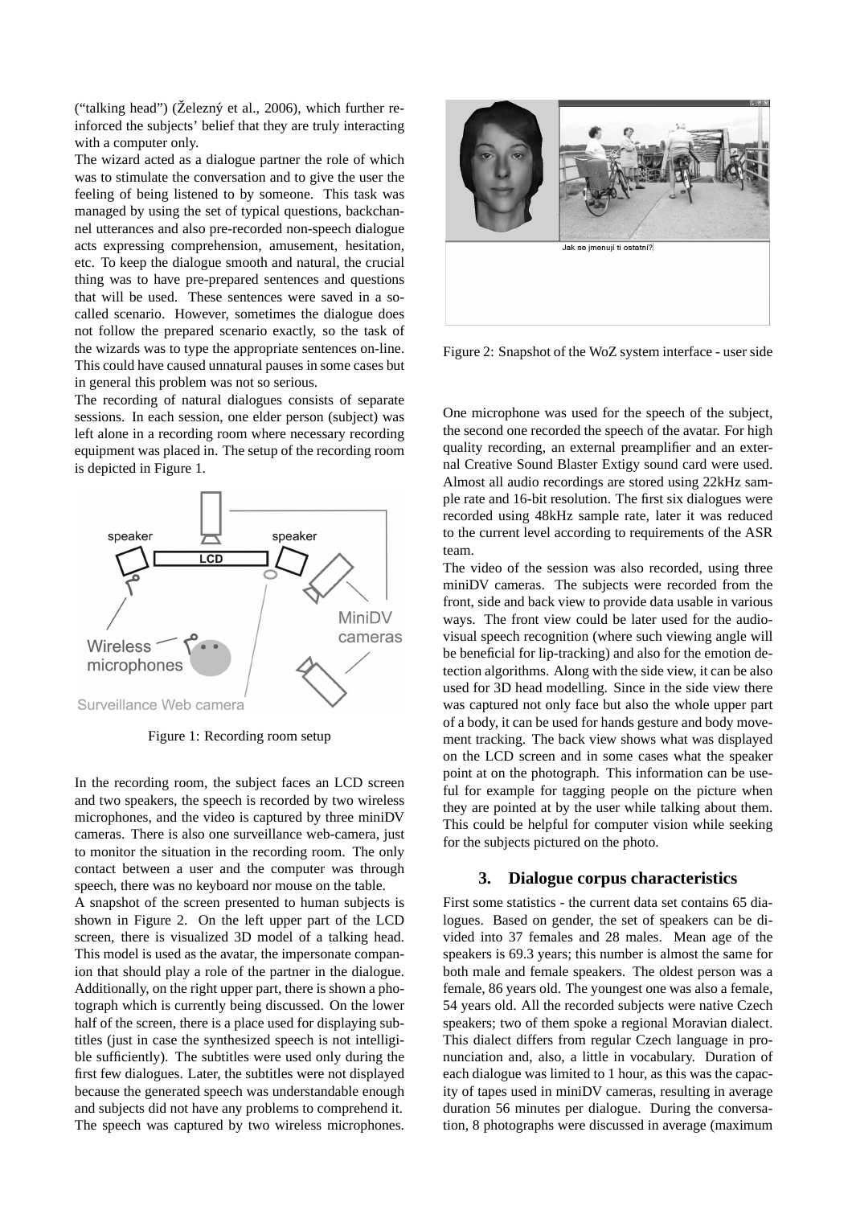("talking head") (Železný et al., 2006), which further reinforced the subjects' belief that they are truly interacting with a computer only.

The wizard acted as a dialogue partner the role of which was to stimulate the conversation and to give the user the feeling of being listened to by someone. This task was managed by using the set of typical questions, backchannel utterances and also pre-recorded non-speech dialogue acts expressing comprehension, amusement, hesitation, etc. To keep the dialogue smooth and natural, the crucial thing was to have pre-prepared sentences and questions that will be used. These sentences were saved in a so-called scenario. However, sometimes the dialogue does not follow the prepared scenario exactly, so the task of the wizards was to type the appropriate sentences on-line. This could have caused unnatural pauses in some cases but in general this problem was not so serious.

The recording of natural dialogues consists of separate sessions. In each session, one elder person (subject) was left alone in a recording room where necessary recording equipment was placed in. The setup of the recording room is depicted in Figure 1.

speaker
LCD
speaker
MiniDV cameras
Wireless microphones
Surveillance Web camera

Figure 1: Recording room setup

In the recording room, the subject faces an LCD screen and two speakers, the speech is recorded by two wireless microphones, and the video is captured by three miniDV cameras. There is also one surveillance web-camera, just to monitor the situation in the recording room. The only contact between a user and the computer was through speech, there was no keyboard nor mouse on the table.

A snapshot of the screen presented to human subjects is shown in Figure 2. On the left upper part of the LCD screen, there is visualized 3D model of a talking head. This model is used as the avatar, the impersonate companion that should play a role of the partner in the dialogue. Additionally, on the right upper part, there is shown a photograph which is currently being discussed. On the lower half of the screen, there is a place used for displaying subtitles (just in case the synthesized speech is not intelligible sufficiently). The subtitles were used only during the first few dialogues. Later, the subtitles were not displayed because the generated speech was understandable enough and subjects did not have any problems to comprehend it.

The speech was captured by two wireless microphones.

Jak se jmenují ti ostatní?

Figure 2: Snapshot of the WoZ system interface - user side

One microphone was used for the speech of the subject, the second one recorded the speech of the avatar. For high quality recording, an external preamplifier and an external Creative Sound Blaster Extigy sound card were used. Almost all audio recordings are stored using 22kHz sample rate and 16-bit resolution. The first six dialogues were recorded using 48kHz sample rate, later it was reduced to the current level according to requirements of the ASR team.

The video of the session was also recorded, using three miniDV cameras. The subjects were recorded from the front, side and back view to provide data usable in various ways. The front view could be later used for the audio-visual speech recognition (where such viewing angle will be beneficial for lip-tracking) and also for the emotion detection algorithms. Along with the side view, it can be also used for 3D head modelling. Since in the side view there was captured not only face but also the whole upper part of a body, it can be used for hands gesture and body movement tracking. The back view shows what was displayed on the LCD screen and in some cases what the speaker point at on the photograph. This information can be useful for example for tagging people on the picture when they are pointed at by the user while talking about them. This could be helpful for computer vision while seeking for the subjects pictured on the photo.

## 3. Dialogue corpus characteristics

First some statistics - the current data set contains 65 dialogues. Based on gender, the set of speakers can be divided into 37 females and 28 males. Mean age of the speakers is 69.3 years; this number is almost the same for both male and female speakers. The oldest person was a female, 86 years old. The youngest one was also a female, 54 years old. All the recorded subjects were native Czech speakers; two of them spoke a regional Moravian dialect. This dialect differs from regular Czech language in pronunciation and, also, a little in vocabulary. Duration of each dialogue was limited to 1 hour, as this was the capacity of tapes used in miniDV cameras, resulting in average duration 56 minutes per dialogue. During the conversation, 8 photographs were discussed in average (maximum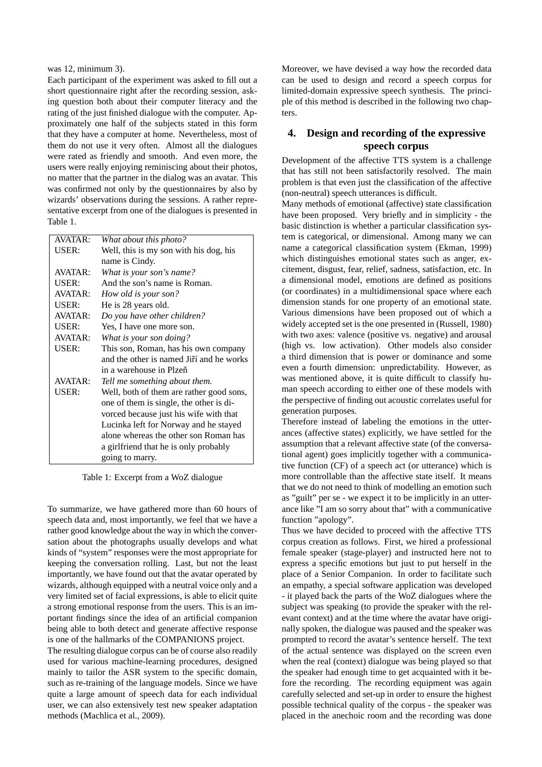was 12, minimum 3).

Each participant of the experiment was asked to fill out a short questionnaire right after the recording session, asking question both about their computer literacy and the rating of the just finished dialogue with the computer. Approximately one half of the subjects stated in this form that they have a computer at home. Nevertheless, most of them do not use it very often. Almost all the dialogues were rated as friendly and smooth. And even more, the users were really enjoying reminiscing about their photos, no matter that the partner in the dialog was an avatar. This was confirmed not only by the questionnaires by also by wizards' observations during the sessions. A rather representative excerpt from one of the dialogues is presented in Table 1.

| | |
|---|---|
| AVATAR: | *What about this photo?* |
| USER: | Well, this is my son with his dog, his name is Cindy. |
| AVATAR: | *What is your son's name?* |
| USER: | And the son's name is Roman. |
| AVATAR: | *How old is your son?* |
| USER: | He is 28 years old. |
| AVATAR: | *Do you have other children?* |
| USER: | Yes, I have one more son. |
| AVATAR: | *What is your son doing?* |
| USER: | This son, Roman, has his own company and the other is named Jiří and he works in a warehouse in Plzeň |
| AVATAR: | *Tell me something about them.* |
| USER: | Well, both of them are rather good sons, one of them is single, the other is divorced because just his wife with that Lucinka left for Norway and he stayed alone whereas the other son Roman has a girlfriend that he is only probably going to marry. |

Table 1: Excerpt from a WoZ dialogue

To summarize, we have gathered more than 60 hours of speech data and, most importantly, we feel that we have a rather good knowledge about the way in which the conversation about the photographs usually develops and what kinds of "system" responses were the most appropriate for keeping the conversation rolling. Last, but not the least importantly, we have found out that the avatar operated by wizards, although equipped with a neutral voice only and a very limited set of facial expressions, is able to elicit quite a strong emotional response from the users. This is an important findings since the idea of an artificial companion being able to both detect and generate affective response is one of the hallmarks of the COMPANIONS project.

The resulting dialogue corpus can be of course also readily used for various machine-learning procedures, designed mainly to tailor the ASR system to the specific domain, such as re-training of the language models. Since we have quite a large amount of speech data for each individual user, we can also extensively test new speaker adaptation methods (Machlica et al., 2009).

Moreover, we have devised a way how the recorded data can be used to design and record a speech corpus for limited-domain expressive speech synthesis. The principle of this method is described in the following two chapters.

## 4. Design and recording of the expressive speech corpus

Development of the affective TTS system is a challenge that has still not been satisfactorily resolved. The main problem is that even just the classification of the affective (non-neutral) speech utterances is difficult.

Many methods of emotional (affective) state classification have been proposed. Very briefly and in simplicity - the basic distinction is whether a particular classification system is categorical, or dimensional. Among many we can name a categorical classification system (Ekman, 1999) which distinguishes emotional states such as anger, excitement, disgust, fear, relief, sadness, satisfaction, etc. In a dimensional model, emotions are defined as positions (or coordinates) in a multidimensional space where each dimension stands for one property of an emotional state. Various dimensions have been proposed out of which a widely accepted set is the one presented in (Russell, 1980) with two axes: valence (positive vs. negative) and arousal (high vs. low activation). Other models also consider a third dimension that is power or dominance and some even a fourth dimension: unpredictability. However, as was mentioned above, it is quite difficult to classify human speech according to either one of these models with the perspective of finding out acoustic correlates useful for generation purposes.

Therefore instead of labeling the emotions in the utterances (affective states) explicitly, we have settled for the assumption that a relevant affective state (of the conversational agent) goes implicitly together with a communicative function (CF) of a speech act (or utterance) which is more controllable than the affective state itself. It means that we do not need to think of modelling an emotion such as "guilt" per se - we expect it to be implicitly in an utterance like "I am so sorry about that" with a communicative function "apology".

Thus we have decided to proceed with the affective TTS corpus creation as follows. First, we hired a professional female speaker (stage-player) and instructed here not to express a specific emotions but just to put herself in the place of a Senior Companion. In order to facilitate such an empathy, a special software application was developed - it played back the parts of the WoZ dialogues where the subject was speaking (to provide the speaker with the relevant context) and at the time where the avatar have originally spoken, the dialogue was paused and the speaker was prompted to record the avatar's sentence herself. The text of the actual sentence was displayed on the screen even when the real (context) dialogue was being played so that the speaker had enough time to get acquainted with it before the recording. The recording equipment was again carefully selected and set-up in order to ensure the highest possible technical quality of the corpus - the speaker was placed in the anechoic room and the recording was done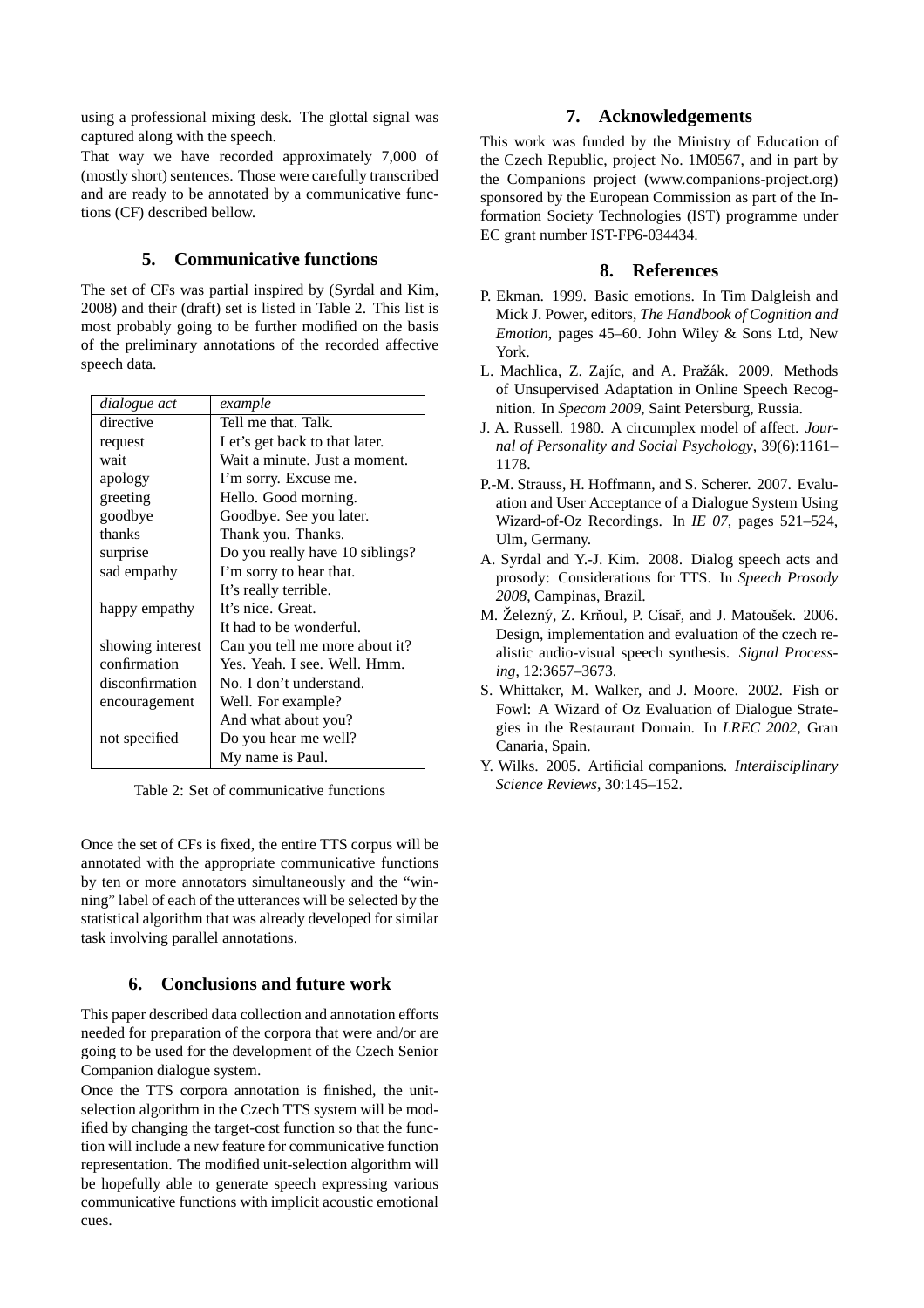using a professional mixing desk. The glottal signal was captured along with the speech.

That way we have recorded approximately 7,000 of (mostly short) sentences. Those were carefully transcribed and are ready to be annotated by a communicative functions (CF) described bellow.

## 5. Communicative functions

The set of CFs was partial inspired by (Syrdal and Kim, 2008) and their (draft) set is listed in Table 2. This list is most probably going to be further modified on the basis of the preliminary annotations of the recorded affective speech data.

| *dialogue act* | *example* |
|---|---|
| directive | Tell me that. Talk. |
| request | Let's get back to that later. |
| wait | Wait a minute. Just a moment. |
| apology | I'm sorry. Excuse me. |
| greeting | Hello. Good morning. |
| goodbye | Goodbye. See you later. |
| thanks | Thank you. Thanks. |
| surprise | Do you really have 10 siblings? |
| sad empathy | I'm sorry to hear that. |
| | It's really terrible. |
| happy empathy | It's nice. Great. |
| | It had to be wonderful. |
| showing interest | Can you tell me more about it? |
| confirmation | Yes. Yeah. I see. Well. Hmm. |
| disconfirmation | No. I don't understand. |
| encouragement | Well. For example? |
| | And what about you? |
| not specified | Do you hear me well? |
| | My name is Paul. |

Table 2: Set of communicative functions

Once the set of CFs is fixed, the entire TTS corpus will be annotated with the appropriate communicative functions by ten or more annotators simultaneously and the "winning" label of each of the utterances will be selected by the statistical algorithm that was already developed for similar task involving parallel annotations.

## 6. Conclusions and future work

This paper described data collection and annotation efforts needed for preparation of the corpora that were and/or are going to be used for the development of the Czech Senior Companion dialogue system.

Once the TTS corpora annotation is finished, the unit-selection algorithm in the Czech TTS system will be modified by changing the target-cost function so that the function will include a new feature for communicative function representation. The modified unit-selection algorithm will be hopefully able to generate speech expressing various communicative functions with implicit acoustic emotional cues.

## 7. Acknowledgements

This work was funded by the Ministry of Education of the Czech Republic, project No. 1M0567, and in part by the Companions project (www.companions-project.org) sponsored by the European Commission as part of the Information Society Technologies (IST) programme under EC grant number IST-FP6-034434.

## 8. References

- P. Ekman. 1999. Basic emotions. In Tim Dalgleish and Mick J. Power, editors, *The Handbook of Cognition and Emotion*, pages 45–60. John Wiley & Sons Ltd, New York.
- L. Machlica, Z. Zajíc, and A. Pražák. 2009. Methods of Unsupervised Adaptation in Online Speech Recognition. In *Specom 2009*, Saint Petersburg, Russia.
- J. A. Russell. 1980. A circumplex model of affect. *Journal of Personality and Social Psychology*, 39(6):1161–1178.
- P.-M. Strauss, H. Hoffmann, and S. Scherer. 2007. Evaluation and User Acceptance of a Dialogue System Using Wizard-of-Oz Recordings. In *IE 07*, pages 521–524, Ulm, Germany.
- A. Syrdal and Y.-J. Kim. 2008. Dialog speech acts and prosody: Considerations for TTS. In *Speech Prosody 2008*, Campinas, Brazil.
- M. Železný, Z. Krňoul, P. Císař, and J. Matoušek. 2006. Design, implementation and evaluation of the czech realistic audio-visual speech synthesis. *Signal Processing*, 12:3657–3673.
- S. Whittaker, M. Walker, and J. Moore. 2002. Fish or Fowl: A Wizard of Oz Evaluation of Dialogue Strategies in the Restaurant Domain. In *LREC 2002*, Gran Canaria, Spain.
- Y. Wilks. 2005. Artificial companions. *Interdisciplinary Science Reviews*, 30:145–152.